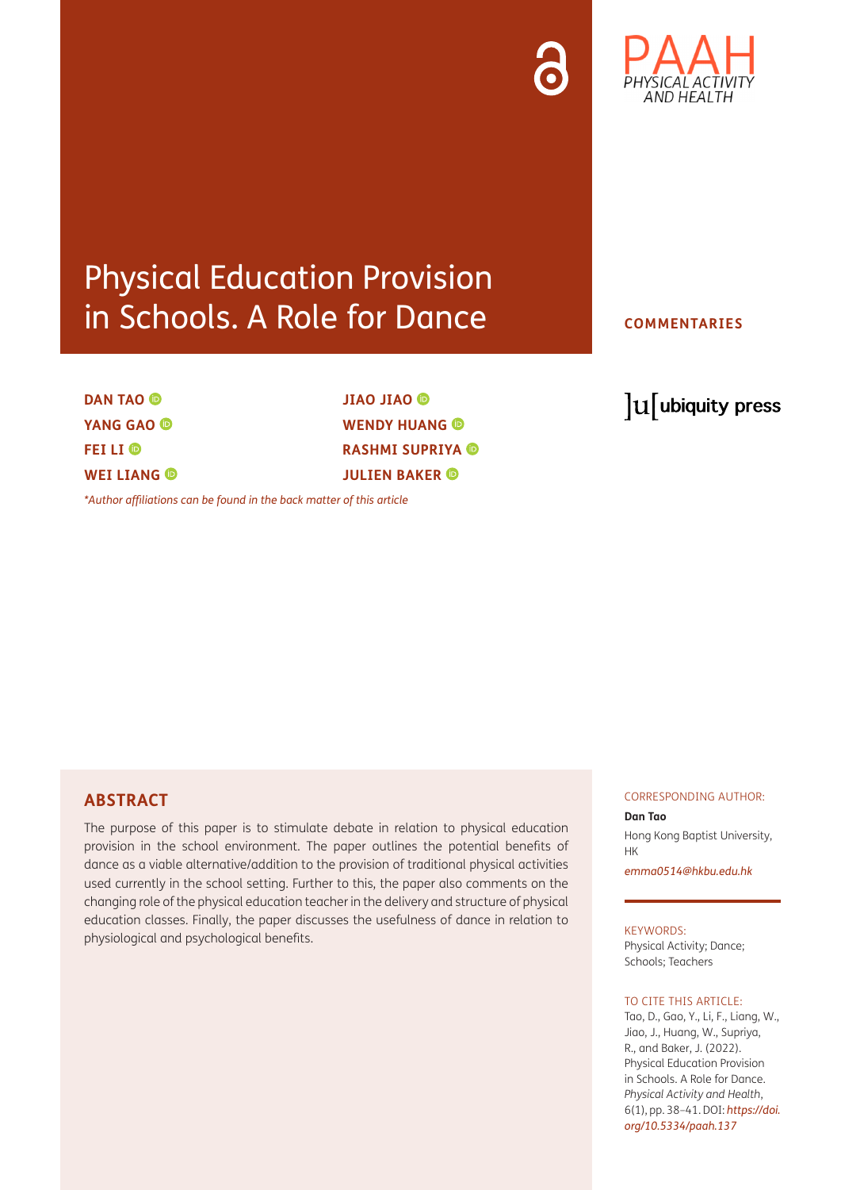# Physical Education Provision in Schools. A Role for Dance

**COMMENTARIES**

**DAN TAO**
**YANG GAO**
**FEI LI**
**WEI LIANG**
**JIAO JIAO**
**WENDY HUANG**
**RASHMI SUPRIYA**
**JULIEN BAKER**

*\*Author affiliations can be found in the back matter of this article*

## ABSTRACT

The purpose of this paper is to stimulate debate in relation to physical education provision in the school environment. The paper outlines the potential benefits of dance as a viable alternative/addition to the provision of traditional physical activities used currently in the school setting. Further to this, the paper also comments on the changing role of the physical education teacher in the delivery and structure of physical education classes. Finally, the paper discusses the usefulness of dance in relation to physiological and psychological benefits.

CORRESPONDING AUTHOR:

**Dan Tao**

Hong Kong Baptist University, HK

*emma0514@hkbu.edu.hk*

KEYWORDS:

Physical Activity; Dance; Schools; Teachers

TO CITE THIS ARTICLE:

Tao, D., Gao, Y., Li, F., Liang, W., Jiao, J., Huang, W., Supriya, R., and Baker, J. (2022). Physical Education Provision in Schools. A Role for Dance. *Physical Activity and Health*, 6(1), pp. 38–41. DOI: *https://doi.org/10.5334/paah.137*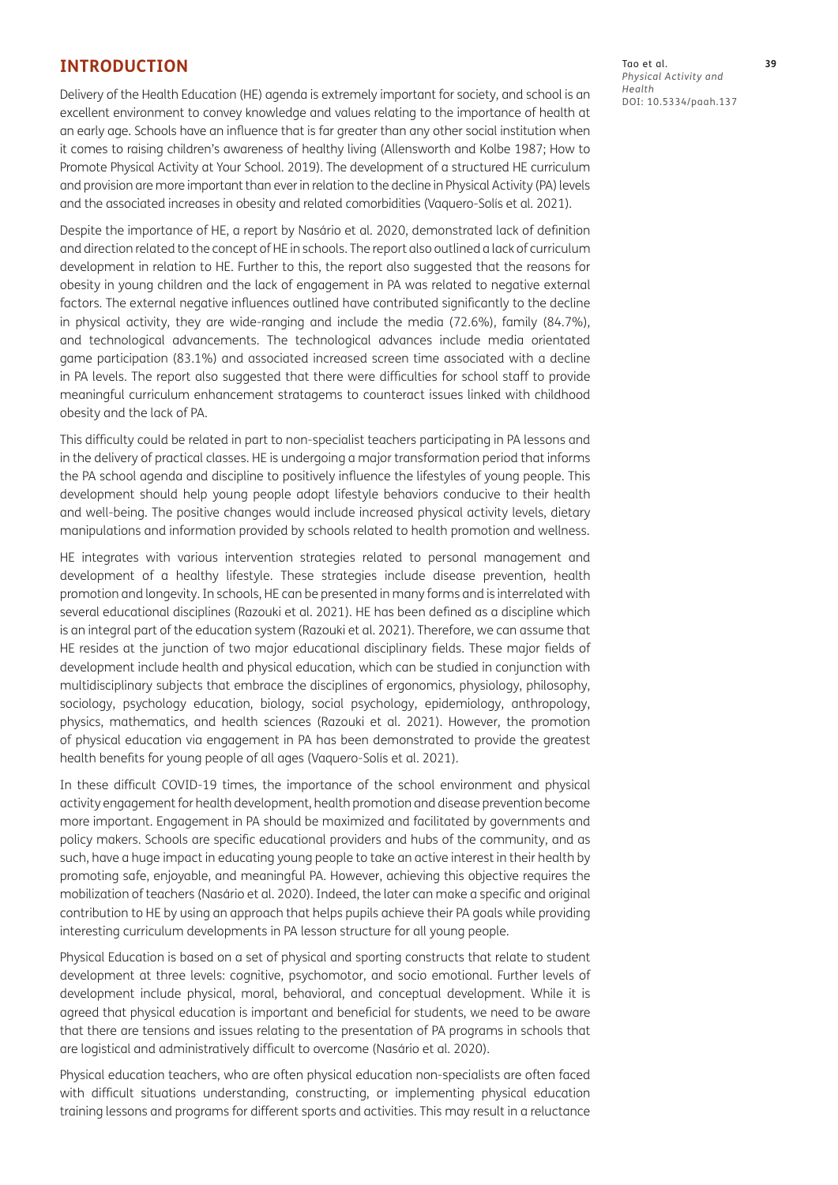## INTRODUCTION

Delivery of the Health Education (HE) agenda is extremely important for society, and school is an excellent environment to convey knowledge and values relating to the importance of health at an early age. Schools have an influence that is far greater than any other social institution when it comes to raising children's awareness of healthy living (Allensworth and Kolbe 1987; How to Promote Physical Activity at Your School. 2019). The development of a structured HE curriculum and provision are more important than ever in relation to the decline in Physical Activity (PA) levels and the associated increases in obesity and related comorbidities (Vaquero-Solís et al. 2021).

Despite the importance of HE, a report by Nasário et al. 2020, demonstrated lack of definition and direction related to the concept of HE in schools. The report also outlined a lack of curriculum development in relation to HE. Further to this, the report also suggested that the reasons for obesity in young children and the lack of engagement in PA was related to negative external factors. The external negative influences outlined have contributed significantly to the decline in physical activity, they are wide-ranging and include the media (72.6%), family (84.7%), and technological advancements. The technological advances include media orientated game participation (83.1%) and associated increased screen time associated with a decline in PA levels. The report also suggested that there were difficulties for school staff to provide meaningful curriculum enhancement stratagems to counteract issues linked with childhood obesity and the lack of PA.

This difficulty could be related in part to non-specialist teachers participating in PA lessons and in the delivery of practical classes. HE is undergoing a major transformation period that informs the PA school agenda and discipline to positively influence the lifestyles of young people. This development should help young people adopt lifestyle behaviors conducive to their health and well-being. The positive changes would include increased physical activity levels, dietary manipulations and information provided by schools related to health promotion and wellness.

HE integrates with various intervention strategies related to personal management and development of a healthy lifestyle. These strategies include disease prevention, health promotion and longevity. In schools, HE can be presented in many forms and is interrelated with several educational disciplines (Razouki et al. 2021). HE has been defined as a discipline which is an integral part of the education system (Razouki et al. 2021). Therefore, we can assume that HE resides at the junction of two major educational disciplinary fields. These major fields of development include health and physical education, which can be studied in conjunction with multidisciplinary subjects that embrace the disciplines of ergonomics, physiology, philosophy, sociology, psychology education, biology, social psychology, epidemiology, anthropology, physics, mathematics, and health sciences (Razouki et al. 2021). However, the promotion of physical education via engagement in PA has been demonstrated to provide the greatest health benefits for young people of all ages (Vaquero-Solís et al. 2021).

In these difficult COVID-19 times, the importance of the school environment and physical activity engagement for health development, health promotion and disease prevention become more important. Engagement in PA should be maximized and facilitated by governments and policy makers. Schools are specific educational providers and hubs of the community, and as such, have a huge impact in educating young people to take an active interest in their health by promoting safe, enjoyable, and meaningful PA. However, achieving this objective requires the mobilization of teachers (Nasário et al. 2020). Indeed, the later can make a specific and original contribution to HE by using an approach that helps pupils achieve their PA goals while providing interesting curriculum developments in PA lesson structure for all young people.

Physical Education is based on a set of physical and sporting constructs that relate to student development at three levels: cognitive, psychomotor, and socio emotional. Further levels of development include physical, moral, behavioral, and conceptual development. While it is agreed that physical education is important and beneficial for students, we need to be aware that there are tensions and issues relating to the presentation of PA programs in schools that are logistical and administratively difficult to overcome (Nasário et al. 2020).

Physical education teachers, who are often physical education non-specialists are often faced with difficult situations understanding, constructing, or implementing physical education training lessons and programs for different sports and activities. This may result in a reluctance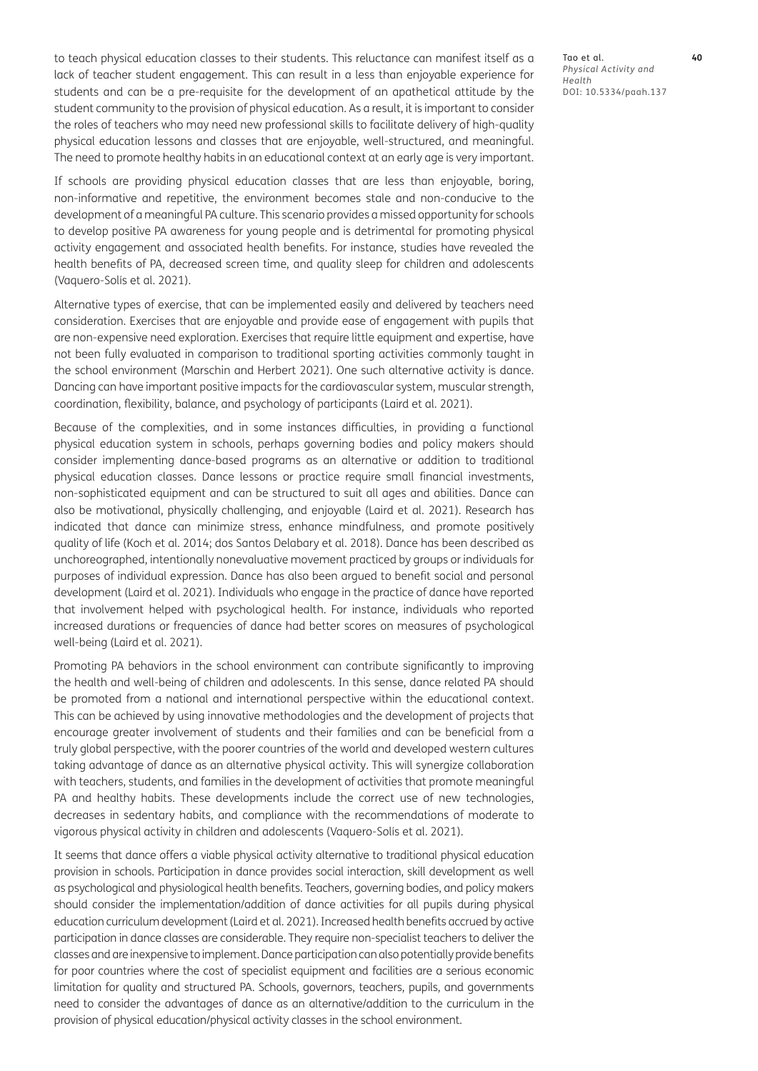to teach physical education classes to their students. This reluctance can manifest itself as a lack of teacher student engagement. This can result in a less than enjoyable experience for students and can be a pre-requisite for the development of an apathetical attitude by the student community to the provision of physical education. As a result, it is important to consider the roles of teachers who may need new professional skills to facilitate delivery of high-quality physical education lessons and classes that are enjoyable, well-structured, and meaningful. The need to promote healthy habits in an educational context at an early age is very important.

If schools are providing physical education classes that are less than enjoyable, boring, non-informative and repetitive, the environment becomes stale and non-conducive to the development of a meaningful PA culture. This scenario provides a missed opportunity for schools to develop positive PA awareness for young people and is detrimental for promoting physical activity engagement and associated health benefits. For instance, studies have revealed the health benefits of PA, decreased screen time, and quality sleep for children and adolescents (Vaquero-Solís et al. 2021).

Alternative types of exercise, that can be implemented easily and delivered by teachers need consideration. Exercises that are enjoyable and provide ease of engagement with pupils that are non-expensive need exploration. Exercises that require little equipment and expertise, have not been fully evaluated in comparison to traditional sporting activities commonly taught in the school environment (Marschin and Herbert 2021). One such alternative activity is dance. Dancing can have important positive impacts for the cardiovascular system, muscular strength, coordination, flexibility, balance, and psychology of participants (Laird et al. 2021).

Because of the complexities, and in some instances difficulties, in providing a functional physical education system in schools, perhaps governing bodies and policy makers should consider implementing dance-based programs as an alternative or addition to traditional physical education classes. Dance lessons or practice require small financial investments, non-sophisticated equipment and can be structured to suit all ages and abilities. Dance can also be motivational, physically challenging, and enjoyable (Laird et al. 2021). Research has indicated that dance can minimize stress, enhance mindfulness, and promote positively quality of life (Koch et al. 2014; dos Santos Delabary et al. 2018). Dance has been described as unchoreographed, intentionally nonevaluative movement practiced by groups or individuals for purposes of individual expression. Dance has also been argued to benefit social and personal development (Laird et al. 2021). Individuals who engage in the practice of dance have reported that involvement helped with psychological health. For instance, individuals who reported increased durations or frequencies of dance had better scores on measures of psychological well-being (Laird et al. 2021).

Promoting PA behaviors in the school environment can contribute significantly to improving the health and well-being of children and adolescents. In this sense, dance related PA should be promoted from a national and international perspective within the educational context. This can be achieved by using innovative methodologies and the development of projects that encourage greater involvement of students and their families and can be beneficial from a truly global perspective, with the poorer countries of the world and developed western cultures taking advantage of dance as an alternative physical activity. This will synergize collaboration with teachers, students, and families in the development of activities that promote meaningful PA and healthy habits. These developments include the correct use of new technologies, decreases in sedentary habits, and compliance with the recommendations of moderate to vigorous physical activity in children and adolescents (Vaquero-Solís et al. 2021).

It seems that dance offers a viable physical activity alternative to traditional physical education provision in schools. Participation in dance provides social interaction, skill development as well as psychological and physiological health benefits. Teachers, governing bodies, and policy makers should consider the implementation/addition of dance activities for all pupils during physical education curriculum development (Laird et al. 2021). Increased health benefits accrued by active participation in dance classes are considerable. They require non-specialist teachers to deliver the classes and are inexpensive to implement. Dance participation can also potentially provide benefits for poor countries where the cost of specialist equipment and facilities are a serious economic limitation for quality and structured PA. Schools, governors, teachers, pupils, and governments need to consider the advantages of dance as an alternative/addition to the curriculum in the provision of physical education/physical activity classes in the school environment.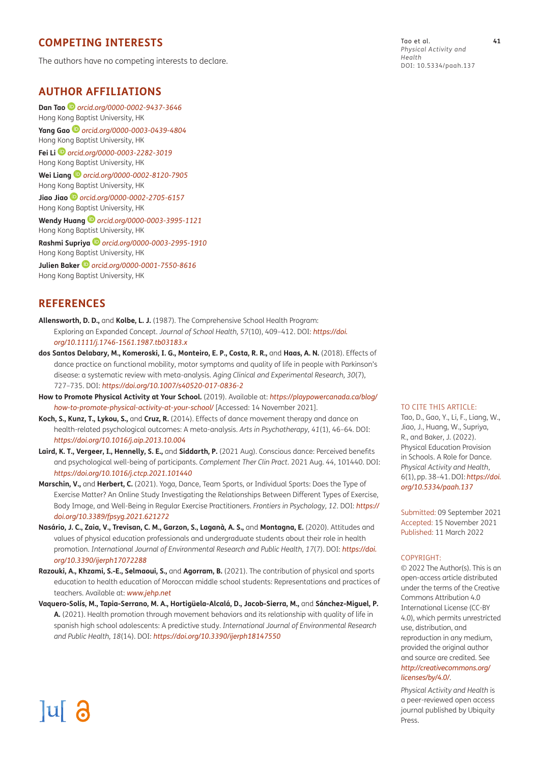## COMPETING INTERESTS

The authors have no competing interests to declare.

## AUTHOR AFFILIATIONS

**Dan Tao** *orcid.org/0000-0002-9437-3646*
Hong Kong Baptist University, HK

**Yang Gao** *orcid.org/0000-0003-0439-4804*
Hong Kong Baptist University, HK

**Fei Li** *orcid.org/0000-0003-2282-3019*
Hong Kong Baptist University, HK

**Wei Liang** *orcid.org/0000-0002-8120-7905*
Hong Kong Baptist University, HK

**Jiao Jiao** *orcid.org/0000-0002-2705-6157*
Hong Kong Baptist University, HK

**Wendy Huang** *orcid.org/0000-0003-3995-1121*
Hong Kong Baptist University, HK

**Rashmi Supriya** *orcid.org/0000-0003-2995-1910*
Hong Kong Baptist University, HK

**Julien Baker** *orcid.org/0000-0001-7550-8616*
Hong Kong Baptist University, HK

## REFERENCES

**Allensworth, D. D.,** and **Kolbe, L. J.** (1987). The Comprehensive School Health Program: Exploring an Expanded Concept. *Journal of School Health, 57*(10), 409–412. DOI: *https://doi.org/10.1111/j.1746-1561.1987.tb03183.x*

**dos Santos Delabary, M., Komeroski, I. G., Monteiro, E. P., Costa, R. R.,** and **Haas, A. N.** (2018). Effects of dance practice on functional mobility, motor symptoms and quality of life in people with Parkinson's disease: a systematic review with meta-analysis. *Aging Clinical and Experimental Research, 30*(7), 727–735. DOI: *https://doi.org/10.1007/s40520-017-0836-2*

**How to Promote Physical Activity at Your School.** (2019). Available at: *https://playpowercanada.ca/blog/how-to-promote-physical-activity-at-your-school/* [Accessed: 14 November 2021].

**Koch, S., Kunz, T., Lykou, S.,** and **Cruz, R.** (2014). Effects of dance movement therapy and dance on health-related psychological outcomes: A meta-analysis. *Arts in Psychotherapy, 41*(1), 46–64. DOI: *https://doi.org/10.1016/j.aip.2013.10.004*

**Laird, K. T., Vergeer, I., Hennelly, S. E.,** and **Siddarth, P.** (2021 Aug). Conscious dance: Perceived benefits and psychological well-being of participants. *Complement Ther Clin Pract*. 2021 Aug. 44, 101440. DOI: *https://doi.org/10.1016/j.ctcp.2021.101440*

**Marschin, V.,** and **Herbert, C.** (2021). Yoga, Dance, Team Sports, or Individual Sports: Does the Type of Exercise Matter? An Online Study Investigating the Relationships Between Different Types of Exercise, Body Image, and Well-Being in Regular Exercise Practitioners. *Frontiers in Psychology, 12*. DOI: *https://doi.org/10.3389/fpsyg.2021.621272*

**Nasário, J. C., Zaia, V., Trevisan, C. M., Garzon, S., Laganà, A. S.,** and **Montagna, E.** (2020). Attitudes and values of physical education professionals and undergraduate students about their role in health promotion. *International Journal of Environmental Research and Public Health, 17*(7). DOI: *https://doi.org/10.3390/ijerph17072288*

**Razouki, A., Khzami, S.-E., Selmaoui, S.,** and **Agorram, B.** (2021). The contribution of physical and sports education to health education of Moroccan middle school students: Representations and practices of teachers. Available at: *www.jehp.net*

**Vaquero-Solís, M., Tapia-Serrano, M. A., Hortigüela-Alcalá, D., Jacob-Sierra, M.,** and **Sánchez-Miguel, P. A.** (2021). Health promotion through movement behaviors and its relationship with quality of life in spanish high school adolescents: A predictive study. *International Journal of Environmental Research and Public Health, 18*(14). DOI: *https://doi.org/10.3390/ijerph18147550*

TO CITE THIS ARTICLE:

Tao, D., Gao, Y., Li, F., Liang, W., Jiao, J., Huang, W., Supriya, R., and Baker, J. (2022). Physical Education Provision in Schools. A Role for Dance. *Physical Activity and Health*, 6(1), pp. 38–41. DOI: *https://doi.org/10.5334/paah.137*

Submitted: 09 September 2021
Accepted: 15 November 2021
Published: 11 March 2022

COPYRIGHT:

© 2022 The Author(s). This is an open-access article distributed under the terms of the Creative Commons Attribution 4.0 International License (CC-BY 4.0), which permits unrestricted use, distribution, and reproduction in any medium, provided the original author and source are credited. See *http://creativecommons.org/licenses/by/4.0/*.

*Physical Activity and Health* is a peer-reviewed open access journal published by Ubiquity Press.